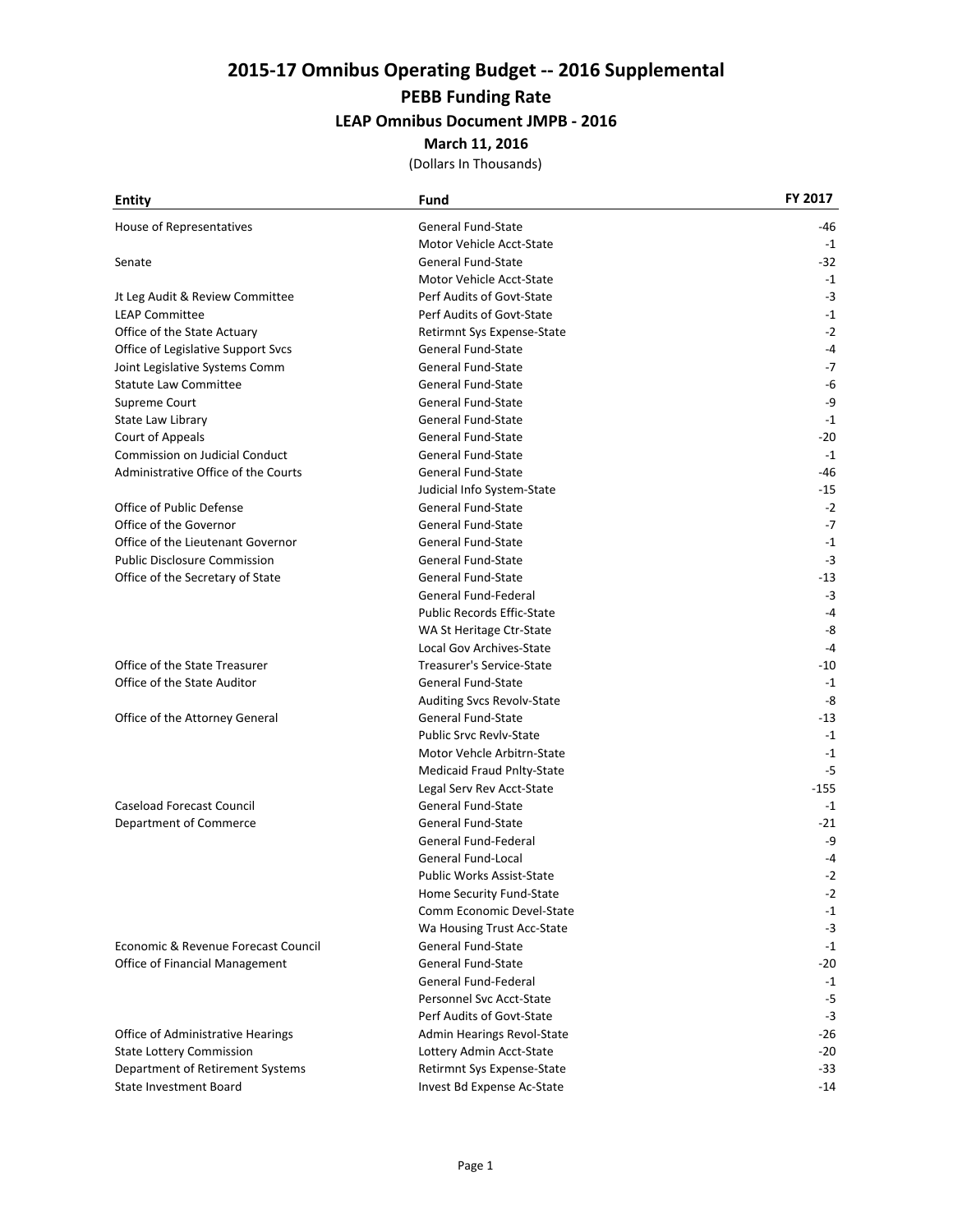# 2015-17 Omnibus Operating Budget -- 2016 Supplemental

## PEBB Funding Rate

### LEAP Omnibus Document JMPB - 2016

**March 11, 2016**

(Dollars In Thousands)

| Entity | Fund | FY 2017 |
|---|---|---|
| House of Representatives | General Fund-State | -46 |
| | Motor Vehicle Acct-State | -1 |
| Senate | General Fund-State | -32 |
| | Motor Vehicle Acct-State | -1 |
| Jt Leg Audit & Review Committee | Perf Audits of Govt-State | -3 |
| LEAP Committee | Perf Audits of Govt-State | -1 |
| Office of the State Actuary | Retirmnt Sys Expense-State | -2 |
| Office of Legislative Support Svcs | General Fund-State | -4 |
| Joint Legislative Systems Comm | General Fund-State | -7 |
| Statute Law Committee | General Fund-State | -6 |
| Supreme Court | General Fund-State | -9 |
| State Law Library | General Fund-State | -1 |
| Court of Appeals | General Fund-State | -20 |
| Commission on Judicial Conduct | General Fund-State | -1 |
| Administrative Office of the Courts | General Fund-State | -46 |
| | Judicial Info System-State | -15 |
| Office of Public Defense | General Fund-State | -2 |
| Office of the Governor | General Fund-State | -7 |
| Office of the Lieutenant Governor | General Fund-State | -1 |
| Public Disclosure Commission | General Fund-State | -3 |
| Office of the Secretary of State | General Fund-State | -13 |
| | General Fund-Federal | -3 |
| | Public Records Effic-State | -4 |
| | WA St Heritage Ctr-State | -8 |
| | Local Gov Archives-State | -4 |
| Office of the State Treasurer | Treasurer's Service-State | -10 |
| Office of the State Auditor | General Fund-State | -1 |
| | Auditing Svcs Revolv-State | -8 |
| Office of the Attorney General | General Fund-State | -13 |
| | Public Srvc Revlv-State | -1 |
| | Motor Vehcle Arbitrn-State | -1 |
| | Medicaid Fraud Pnlty-State | -5 |
| | Legal Serv Rev Acct-State | -155 |
| Caseload Forecast Council | General Fund-State | -1 |
| Department of Commerce | General Fund-State | -21 |
| | General Fund-Federal | -9 |
| | General Fund-Local | -4 |
| | Public Works Assist-State | -2 |
| | Home Security Fund-State | -2 |
| | Comm Economic Devel-State | -1 |
| | Wa Housing Trust Acc-State | -3 |
| Economic & Revenue Forecast Council | General Fund-State | -1 |
| Office of Financial Management | General Fund-State | -20 |
| | General Fund-Federal | -1 |
| | Personnel Svc Acct-State | -5 |
| | Perf Audits of Govt-State | -3 |
| Office of Administrative Hearings | Admin Hearings Revol-State | -26 |
| State Lottery Commission | Lottery Admin Acct-State | -20 |
| Department of Retirement Systems | Retirmnt Sys Expense-State | -33 |
| State Investment Board | Invest Bd Expense Ac-State | -14 |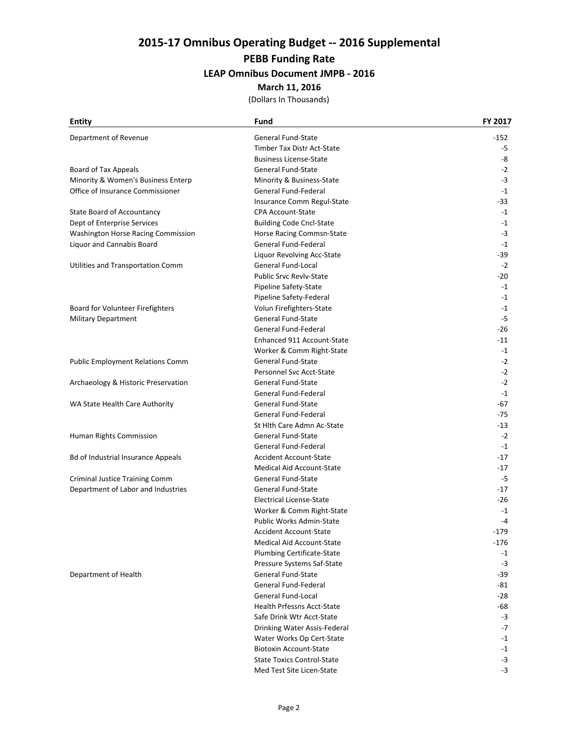# 2015-17 Omnibus Operating Budget -- 2016 Supplemental

## PEBB Funding Rate

### LEAP Omnibus Document JMPB - 2016

**March 11, 2016**

(Dollars In Thousands)

| Entity | Fund | FY 2017 |
|---|---|---|
| Department of Revenue | General Fund-State | -152 |
| | Timber Tax Distr Act-State | -5 |
| | Business License-State | -8 |
| Board of Tax Appeals | General Fund-State | -2 |
| Minority & Women's Business Enterp | Minority & Business-State | -3 |
| Office of Insurance Commissioner | General Fund-Federal | -1 |
| | Insurance Comm Regul-State | -33 |
| State Board of Accountancy | CPA Account-State | -1 |
| Dept of Enterprise Services | Building Code Cncl-State | -1 |
| Washington Horse Racing Commission | Horse Racing Commsn-State | -3 |
| Liquor and Cannabis Board | General Fund-Federal | -1 |
| | Liquor Revolving Acc-State | -39 |
| Utilities and Transportation Comm | General Fund-Local | -2 |
| | Public Srvc Revlv-State | -20 |
| | Pipeline Safety-State | -1 |
| | Pipeline Safety-Federal | -1 |
| Board for Volunteer Firefighters | Volun Firefighters-State | -1 |
| Military Department | General Fund-State | -5 |
| | General Fund-Federal | -26 |
| | Enhanced 911 Account-State | -11 |
| | Worker & Comm Right-State | -1 |
| Public Employment Relations Comm | General Fund-State | -2 |
| | Personnel Svc Acct-State | -2 |
| Archaeology & Historic Preservation | General Fund-State | -2 |
| | General Fund-Federal | -1 |
| WA State Health Care Authority | General Fund-State | -67 |
| | General Fund-Federal | -75 |
| | St Hlth Care Admn Ac-State | -13 |
| Human Rights Commission | General Fund-State | -2 |
| | General Fund-Federal | -1 |
| Bd of Industrial Insurance Appeals | Accident Account-State | -17 |
| | Medical Aid Account-State | -17 |
| Criminal Justice Training Comm | General Fund-State | -5 |
| Department of Labor and Industries | General Fund-State | -17 |
| | Electrical License-State | -26 |
| | Worker & Comm Right-State | -1 |
| | Public Works Admin-State | -4 |
| | Accident Account-State | -179 |
| | Medical Aid Account-State | -176 |
| | Plumbing Certificate-State | -1 |
| | Pressure Systems Saf-State | -3 |
| Department of Health | General Fund-State | -39 |
| | General Fund-Federal | -81 |
| | General Fund-Local | -28 |
| | Health Prfessns Acct-State | -68 |
| | Safe Drink Wtr Acct-State | -3 |
| | Drinking Water Assis-Federal | -7 |
| | Water Works Op Cert-State | -1 |
| | Biotoxin Account-State | -1 |
| | State Toxics Control-State | -3 |
| | Med Test Site Licen-State | -3 |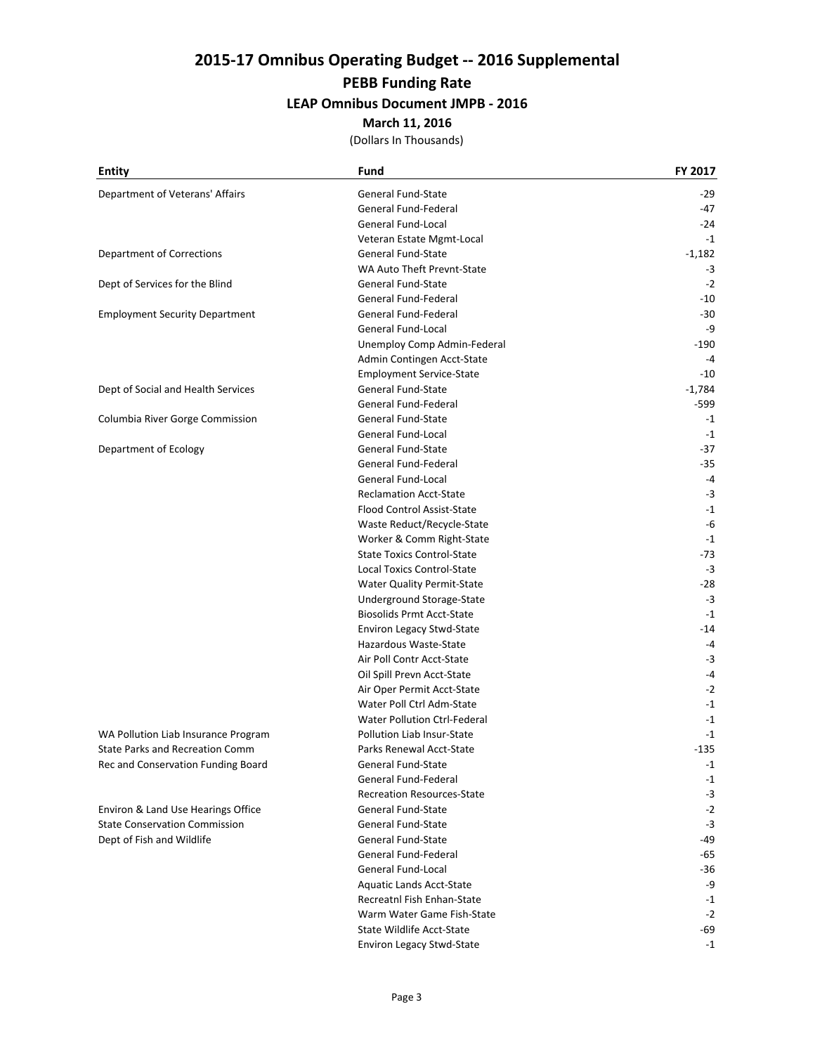# 2015-17 Omnibus Operating Budget -- 2016 Supplemental

## PEBB Funding Rate

### LEAP Omnibus Document JMPB - 2016

**March 11, 2016**

(Dollars In Thousands)

| Entity | Fund | FY 2017 |
|---|---|---|
| Department of Veterans' Affairs | General Fund-State | -29 |
| | General Fund-Federal | -47 |
| | General Fund-Local | -24 |
| | Veteran Estate Mgmt-Local | -1 |
| Department of Corrections | General Fund-State | -1,182 |
| | WA Auto Theft Prevnt-State | -3 |
| Dept of Services for the Blind | General Fund-State | -2 |
| | General Fund-Federal | -10 |
| Employment Security Department | General Fund-Federal | -30 |
| | General Fund-Local | -9 |
| | Unemploy Comp Admin-Federal | -190 |
| | Admin Contingen Acct-State | -4 |
| | Employment Service-State | -10 |
| Dept of Social and Health Services | General Fund-State | -1,784 |
| | General Fund-Federal | -599 |
| Columbia River Gorge Commission | General Fund-State | -1 |
| | General Fund-Local | -1 |
| Department of Ecology | General Fund-State | -37 |
| | General Fund-Federal | -35 |
| | General Fund-Local | -4 |
| | Reclamation Acct-State | -3 |
| | Flood Control Assist-State | -1 |
| | Waste Reduct/Recycle-State | -6 |
| | Worker & Comm Right-State | -1 |
| | State Toxics Control-State | -73 |
| | Local Toxics Control-State | -3 |
| | Water Quality Permit-State | -28 |
| | Underground Storage-State | -3 |
| | Biosolids Prmt Acct-State | -1 |
| | Environ Legacy Stwd-State | -14 |
| | Hazardous Waste-State | -4 |
| | Air Poll Contr Acct-State | -3 |
| | Oil Spill Prevn Acct-State | -4 |
| | Air Oper Permit Acct-State | -2 |
| | Water Poll Ctrl Adm-State | -1 |
| | Water Pollution Ctrl-Federal | -1 |
| WA Pollution Liab Insurance Program | Pollution Liab Insur-State | -1 |
| State Parks and Recreation Comm | Parks Renewal Acct-State | -135 |
| Rec and Conservation Funding Board | General Fund-State | -1 |
| | General Fund-Federal | -1 |
| | Recreation Resources-State | -3 |
| Environ & Land Use Hearings Office | General Fund-State | -2 |
| State Conservation Commission | General Fund-State | -3 |
| Dept of Fish and Wildlife | General Fund-State | -49 |
| | General Fund-Federal | -65 |
| | General Fund-Local | -36 |
| | Aquatic Lands Acct-State | -9 |
| | Recreatnl Fish Enhan-State | -1 |
| | Warm Water Game Fish-State | -2 |
| | State Wildlife Acct-State | -69 |
| | Environ Legacy Stwd-State | -1 |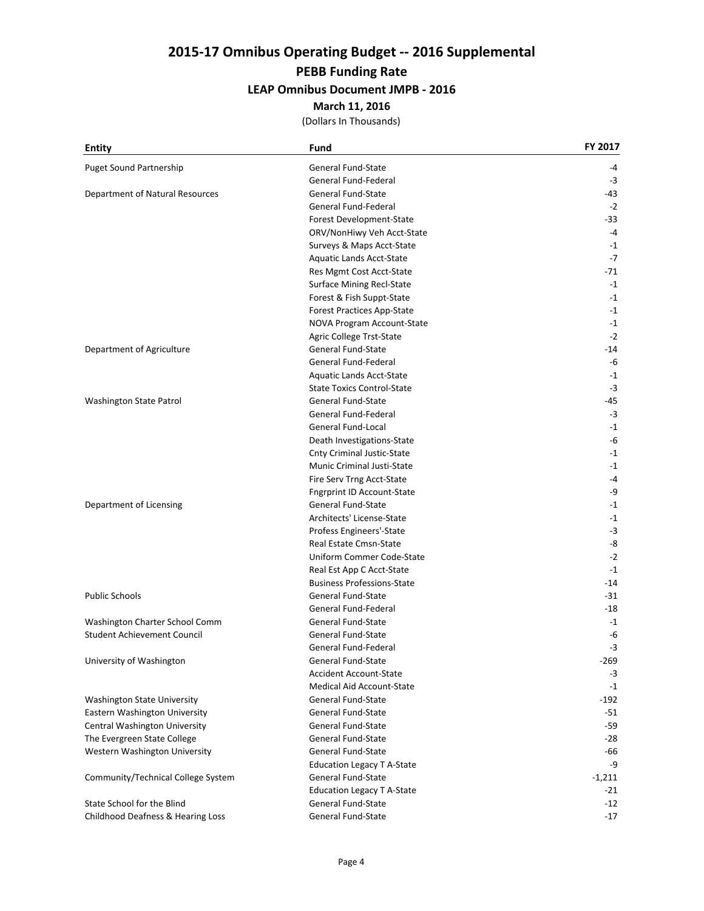# 2015-17 Omnibus Operating Budget -- 2016 Supplemental

## PEBB Funding Rate

### LEAP Omnibus Document JMPB - 2016

**March 11, 2016**

(Dollars In Thousands)

| Entity | Fund | FY 2017 |
|---|---|---|
| Puget Sound Partnership | General Fund-State | -4 |
| | General Fund-Federal | -3 |
| Department of Natural Resources | General Fund-State | -43 |
| | General Fund-Federal | -2 |
| | Forest Development-State | -33 |
| | ORV/NonHiwy Veh Acct-State | -4 |
| | Surveys & Maps Acct-State | -1 |
| | Aquatic Lands Acct-State | -7 |
| | Res Mgmt Cost Acct-State | -71 |
| | Surface Mining Recl-State | -1 |
| | Forest & Fish Suppt-State | -1 |
| | Forest Practices App-State | -1 |
| | NOVA Program Account-State | -1 |
| | Agric College Trst-State | -2 |
| Department of Agriculture | General Fund-State | -14 |
| | General Fund-Federal | -6 |
| | Aquatic Lands Acct-State | -1 |
| | State Toxics Control-State | -3 |
| Washington State Patrol | General Fund-State | -45 |
| | General Fund-Federal | -3 |
| | General Fund-Local | -1 |
| | Death Investigations-State | -6 |
| | Cnty Criminal Justic-State | -1 |
| | Munic Criminal Justi-State | -1 |
| | Fire Serv Trng Acct-State | -4 |
| | Fngrprint ID Account-State | -9 |
| Department of Licensing | General Fund-State | -1 |
| | Architects' License-State | -1 |
| | Profess Engineers'-State | -3 |
| | Real Estate Cmsn-State | -8 |
| | Uniform Commer Code-State | -2 |
| | Real Est App C Acct-State | -1 |
| | Business Professions-State | -14 |
| Public Schools | General Fund-State | -31 |
| | General Fund-Federal | -18 |
| Washington Charter School Comm | General Fund-State | -1 |
| Student Achievement Council | General Fund-State | -6 |
| | General Fund-Federal | -3 |
| University of Washington | General Fund-State | -269 |
| | Accident Account-State | -3 |
| | Medical Aid Account-State | -1 |
| Washington State University | General Fund-State | -192 |
| Eastern Washington University | General Fund-State | -51 |
| Central Washington University | General Fund-State | -59 |
| The Evergreen State College | General Fund-State | -28 |
| Western Washington University | General Fund-State | -66 |
| | Education Legacy T A-State | -9 |
| Community/Technical College System | General Fund-State | -1,211 |
| | Education Legacy T A-State | -21 |
| State School for the Blind | General Fund-State | -12 |
| Childhood Deafness & Hearing Loss | General Fund-State | -17 |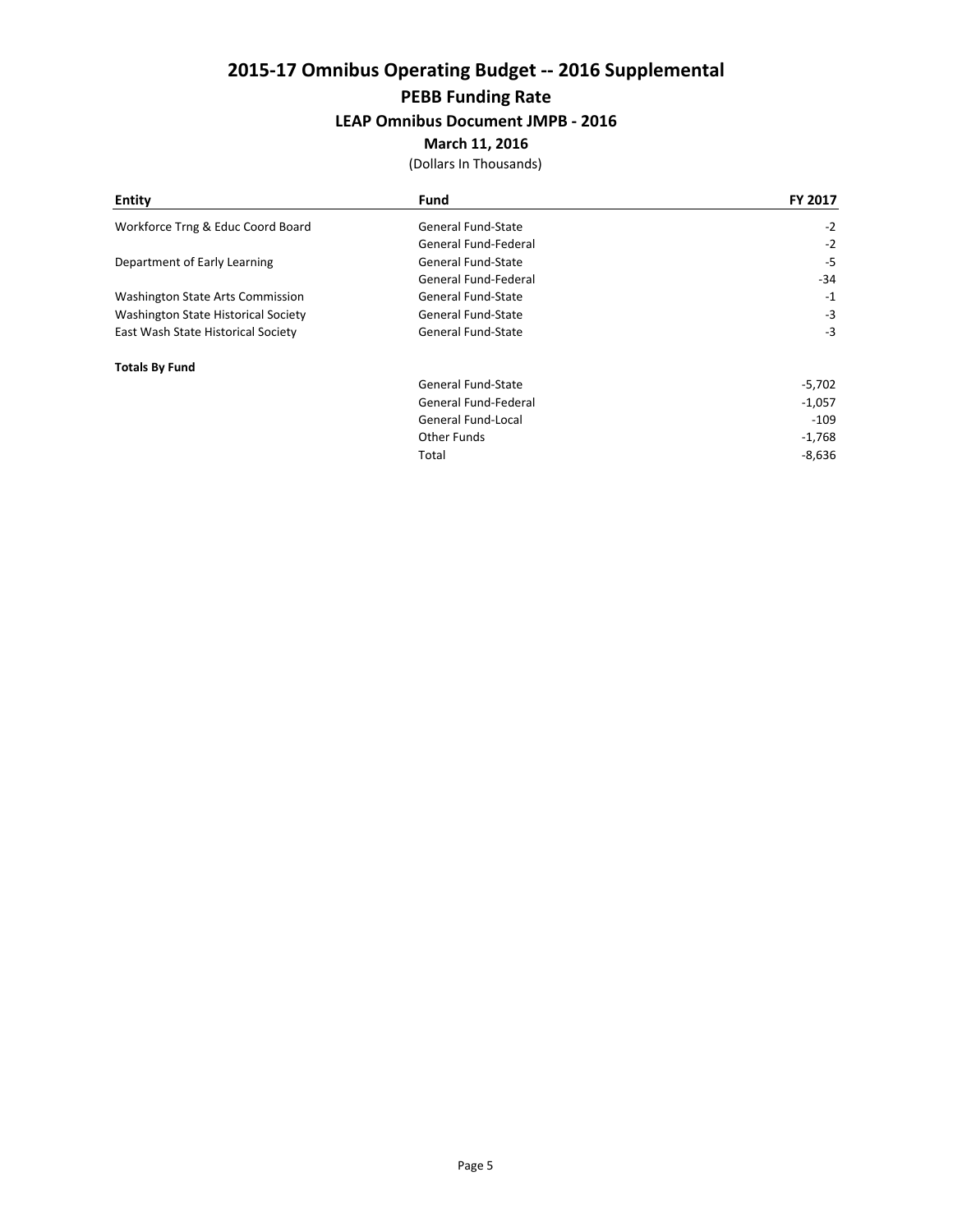# 2015-17 Omnibus Operating Budget -- 2016 Supplemental

## PEBB Funding Rate

### LEAP Omnibus Document JMPB - 2016

**March 11, 2016**

(Dollars In Thousands)

| Entity | Fund | FY 2017 |
|---|---|---|
| Workforce Trng & Educ Coord Board | General Fund-State | -2 |
| | General Fund-Federal | -2 |
| Department of Early Learning | General Fund-State | -5 |
| | General Fund-Federal | -34 |
| Washington State Arts Commission | General Fund-State | -1 |
| Washington State Historical Society | General Fund-State | -3 |
| East Wash State Historical Society | General Fund-State | -3 |
| **Totals By Fund** | | |
| | General Fund-State | -5,702 |
| | General Fund-Federal | -1,057 |
| | General Fund-Local | -109 |
| | Other Funds | -1,768 |
| | Total | -8,636 |